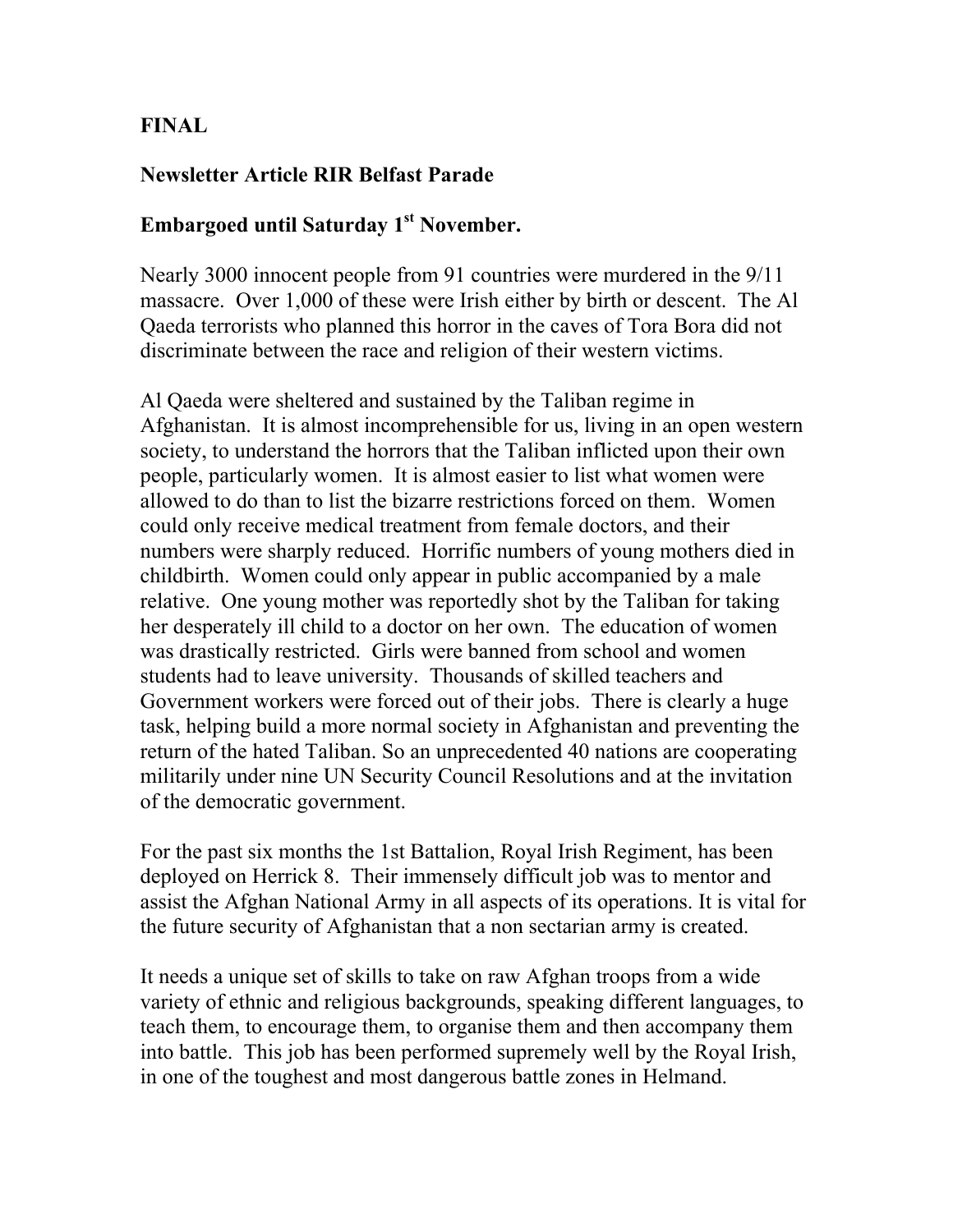**FINAL**

**Newsletter Article RIR Belfast Parade**

**Embargoed until Saturday 1st November.**

Nearly 3000 innocent people from 91 countries were murdered in the 9/11 massacre. Over 1,000 of these were Irish either by birth or descent. The Al Qaeda terrorists who planned this horror in the caves of Tora Bora did not discriminate between the race and religion of their western victims.

Al Qaeda were sheltered and sustained by the Taliban regime in Afghanistan. It is almost incomprehensible for us, living in an open western society, to understand the horrors that the Taliban inflicted upon their own people, particularly women. It is almost easier to list what women were allowed to do than to list the bizarre restrictions forced on them. Women could only receive medical treatment from female doctors, and their numbers were sharply reduced. Horrific numbers of young mothers died in childbirth. Women could only appear in public accompanied by a male relative. One young mother was reportedly shot by the Taliban for taking her desperately ill child to a doctor on her own. The education of women was drastically restricted. Girls were banned from school and women students had to leave university. Thousands of skilled teachers and Government workers were forced out of their jobs. There is clearly a huge task, helping build a more normal society in Afghanistan and preventing the return of the hated Taliban. So an unprecedented 40 nations are cooperating militarily under nine UN Security Council Resolutions and at the invitation of the democratic government.

For the past six months the 1st Battalion, Royal Irish Regiment, has been deployed on Herrick 8. Their immensely difficult job was to mentor and assist the Afghan National Army in all aspects of its operations. It is vital for the future security of Afghanistan that a non sectarian army is created.

It needs a unique set of skills to take on raw Afghan troops from a wide variety of ethnic and religious backgrounds, speaking different languages, to teach them, to encourage them, to organise them and then accompany them into battle. This job has been performed supremely well by the Royal Irish, in one of the toughest and most dangerous battle zones in Helmand.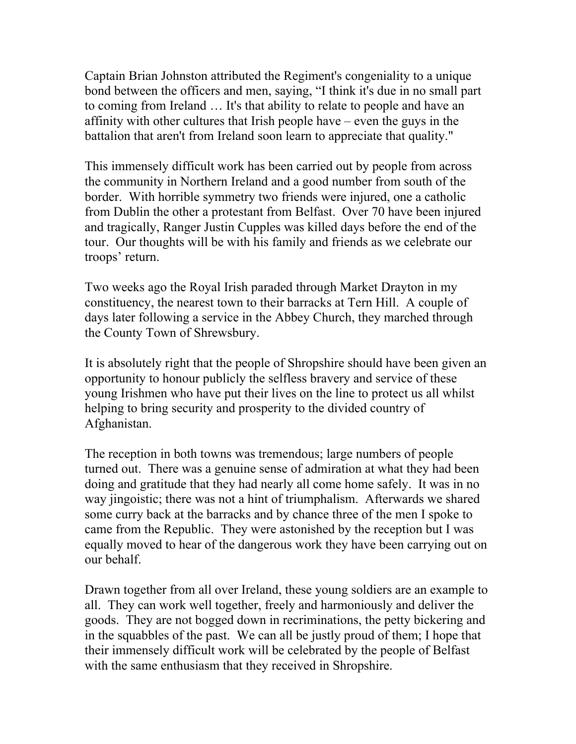Captain Brian Johnston attributed the Regiment's congeniality to a unique bond between the officers and men, saying, "I think it's due in no small part to coming from Ireland … It's that ability to relate to people and have an affinity with other cultures that Irish people have – even the guys in the battalion that aren't from Ireland soon learn to appreciate that quality."

This immensely difficult work has been carried out by people from across the community in Northern Ireland and a good number from south of the border. With horrible symmetry two friends were injured, one a catholic from Dublin the other a protestant from Belfast. Over 70 have been injured and tragically, Ranger Justin Cupples was killed days before the end of the tour. Our thoughts will be with his family and friends as we celebrate our troops' return.

Two weeks ago the Royal Irish paraded through Market Drayton in my constituency, the nearest town to their barracks at Tern Hill. A couple of days later following a service in the Abbey Church, they marched through the County Town of Shrewsbury.

It is absolutely right that the people of Shropshire should have been given an opportunity to honour publicly the selfless bravery and service of these young Irishmen who have put their lives on the line to protect us all whilst helping to bring security and prosperity to the divided country of Afghanistan.

The reception in both towns was tremendous; large numbers of people turned out. There was a genuine sense of admiration at what they had been doing and gratitude that they had nearly all come home safely. It was in no way jingoistic; there was not a hint of triumphalism. Afterwards we shared some curry back at the barracks and by chance three of the men I spoke to came from the Republic. They were astonished by the reception but I was equally moved to hear of the dangerous work they have been carrying out on our behalf.

Drawn together from all over Ireland, these young soldiers are an example to all. They can work well together, freely and harmoniously and deliver the goods. They are not bogged down in recriminations, the petty bickering and in the squabbles of the past. We can all be justly proud of them; I hope that their immensely difficult work will be celebrated by the people of Belfast with the same enthusiasm that they received in Shropshire.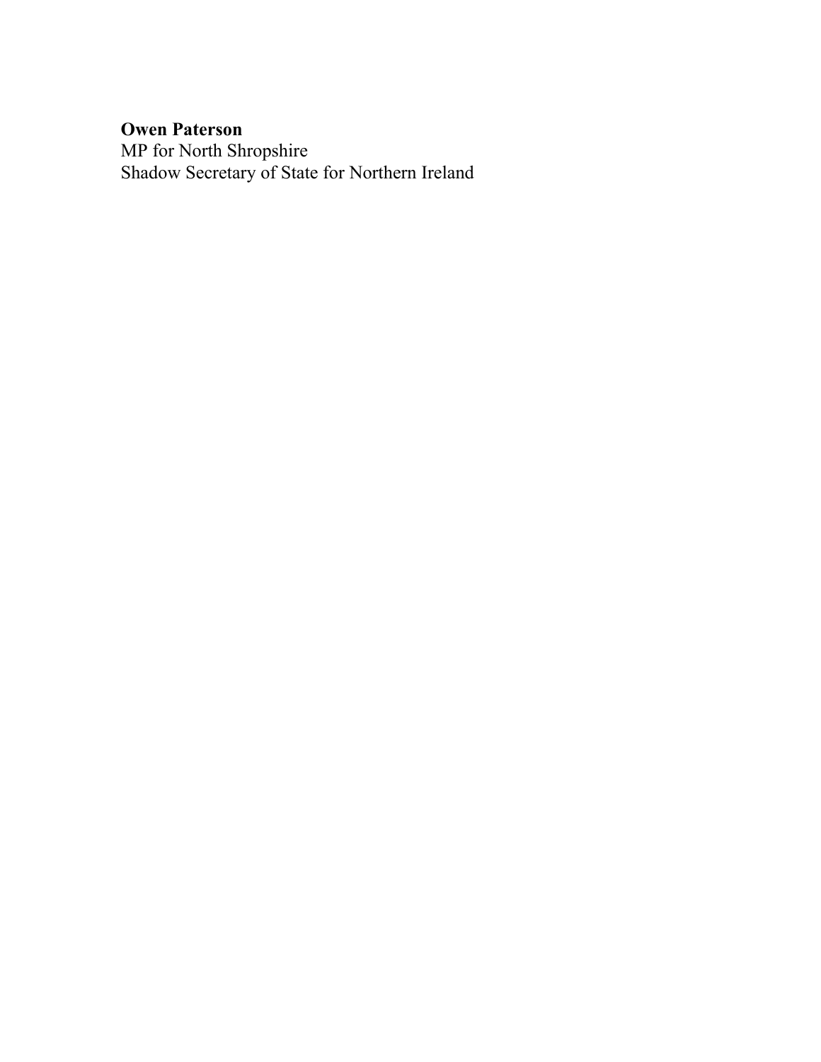**Owen Paterson**
MP for North Shropshire
Shadow Secretary of State for Northern Ireland